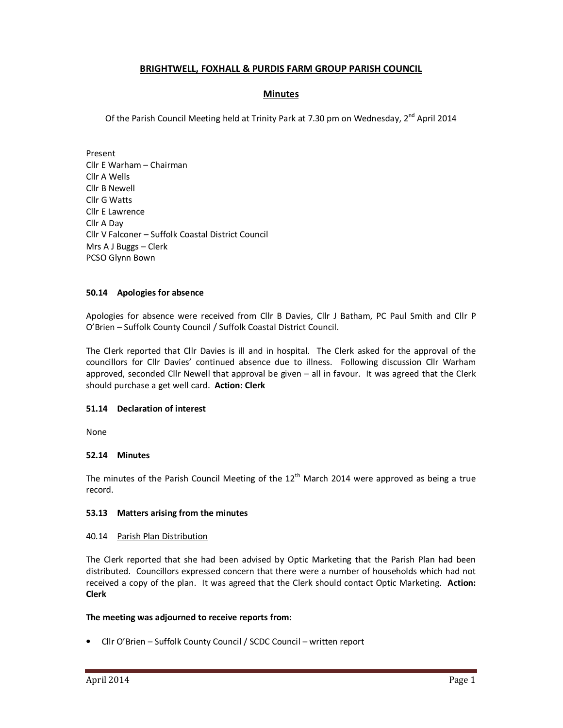# BRIGHTWELL, FOXHALL & PURDIS FARM GROUP PARISH COUNCIL

## Minutes

Of the Parish Council Meeting held at Trinity Park at 7.30 pm on Wednesday, 2nd April 2014

Present
Cllr E Warham – Chairman
Cllr A Wells
Cllr B Newell
Cllr G Watts
Cllr E Lawrence
Cllr A Day
Cllr V Falconer – Suffolk Coastal District Council
Mrs A J Buggs – Clerk
PCSO Glynn Bown

**50.14 Apologies for absence**

Apologies for absence were received from Cllr B Davies, Cllr J Batham, PC Paul Smith and Cllr P O'Brien – Suffolk County Council / Suffolk Coastal District Council.

The Clerk reported that Cllr Davies is ill and in hospital. The Clerk asked for the approval of the councillors for Cllr Davies' continued absence due to illness. Following discussion Cllr Warham approved, seconded Cllr Newell that approval be given – all in favour. It was agreed that the Clerk should purchase a get well card. **Action: Clerk**

**51.14 Declaration of interest**

None

**52.14 Minutes**

The minutes of the Parish Council Meeting of the 12th March 2014 were approved as being a true record.

**53.13 Matters arising from the minutes**

40.14 Parish Plan Distribution

The Clerk reported that she had been advised by Optic Marketing that the Parish Plan had been distributed. Councillors expressed concern that there were a number of households which had not received a copy of the plan. It was agreed that the Clerk should contact Optic Marketing. **Action: Clerk**

**The meeting was adjourned to receive reports from:**

- Cllr O'Brien – Suffolk County Council / SCDC Council – written report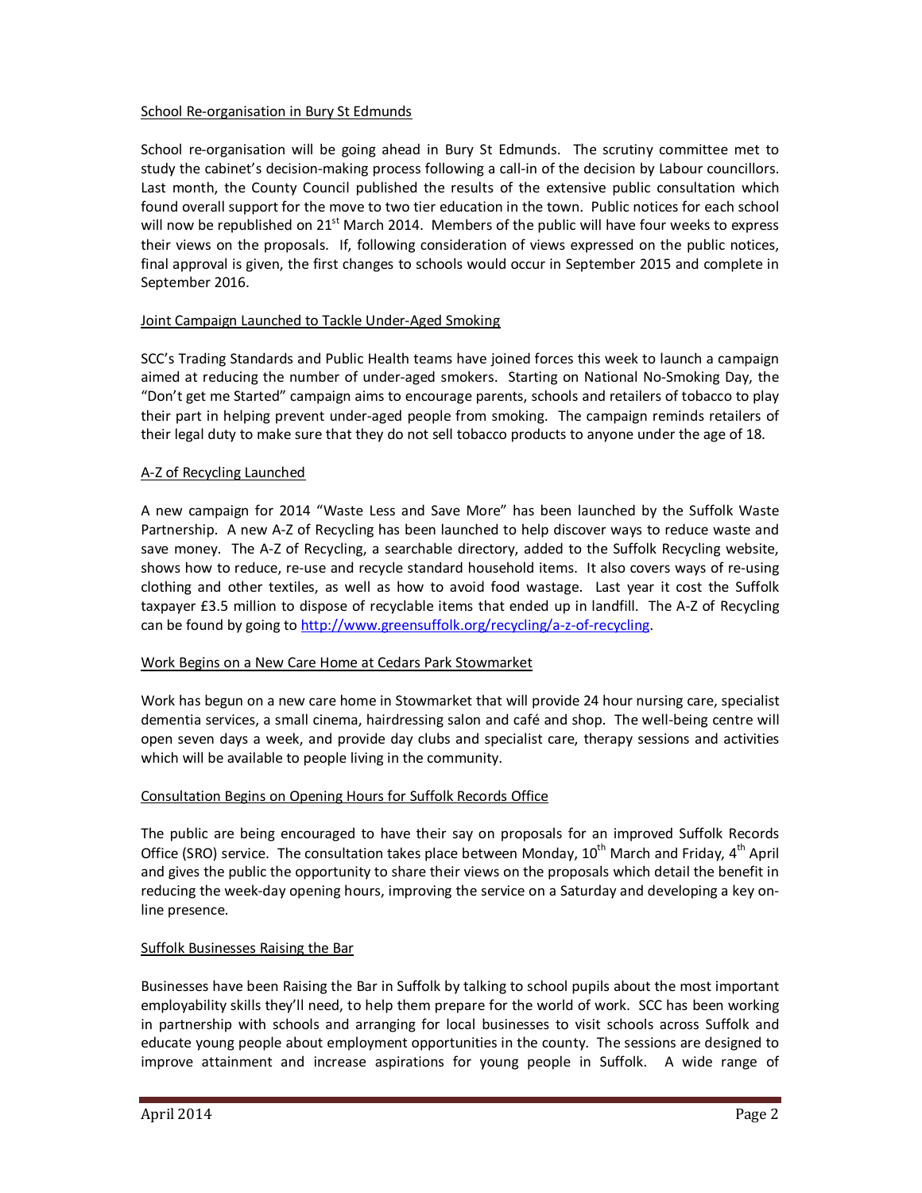## School Re-organisation in Bury St Edmunds

School re-organisation will be going ahead in Bury St Edmunds. The scrutiny committee met to study the cabinet's decision-making process following a call-in of the decision by Labour councillors. Last month, the County Council published the results of the extensive public consultation which found overall support for the move to two tier education in the town. Public notices for each school will now be republished on 21st March 2014. Members of the public will have four weeks to express their views on the proposals. If, following consideration of views expressed on the public notices, final approval is given, the first changes to schools would occur in September 2015 and complete in September 2016.

## Joint Campaign Launched to Tackle Under-Aged Smoking

SCC's Trading Standards and Public Health teams have joined forces this week to launch a campaign aimed at reducing the number of under-aged smokers. Starting on National No-Smoking Day, the "Don't get me Started" campaign aims to encourage parents, schools and retailers of tobacco to play their part in helping prevent under-aged people from smoking. The campaign reminds retailers of their legal duty to make sure that they do not sell tobacco products to anyone under the age of 18.

## A-Z of Recycling Launched

A new campaign for 2014 "Waste Less and Save More" has been launched by the Suffolk Waste Partnership. A new A-Z of Recycling has been launched to help discover ways to reduce waste and save money. The A-Z of Recycling, a searchable directory, added to the Suffolk Recycling website, shows how to reduce, re-use and recycle standard household items. It also covers ways of re-using clothing and other textiles, as well as how to avoid food wastage. Last year it cost the Suffolk taxpayer £3.5 million to dispose of recyclable items that ended up in landfill. The A-Z of Recycling can be found by going to http://www.greensuffolk.org/recycling/a-z-of-recycling.

## Work Begins on a New Care Home at Cedars Park Stowmarket

Work has begun on a new care home in Stowmarket that will provide 24 hour nursing care, specialist dementia services, a small cinema, hairdressing salon and café and shop. The well-being centre will open seven days a week, and provide day clubs and specialist care, therapy sessions and activities which will be available to people living in the community.

## Consultation Begins on Opening Hours for Suffolk Records Office

The public are being encouraged to have their say on proposals for an improved Suffolk Records Office (SRO) service. The consultation takes place between Monday, 10th March and Friday, 4th April and gives the public the opportunity to share their views on the proposals which detail the benefit in reducing the week-day opening hours, improving the service on a Saturday and developing a key on-line presence.

## Suffolk Businesses Raising the Bar

Businesses have been Raising the Bar in Suffolk by talking to school pupils about the most important employability skills they'll need, to help them prepare for the world of work. SCC has been working in partnership with schools and arranging for local businesses to visit schools across Suffolk and educate young people about employment opportunities in the county. The sessions are designed to improve attainment and increase aspirations for young people in Suffolk. A wide range of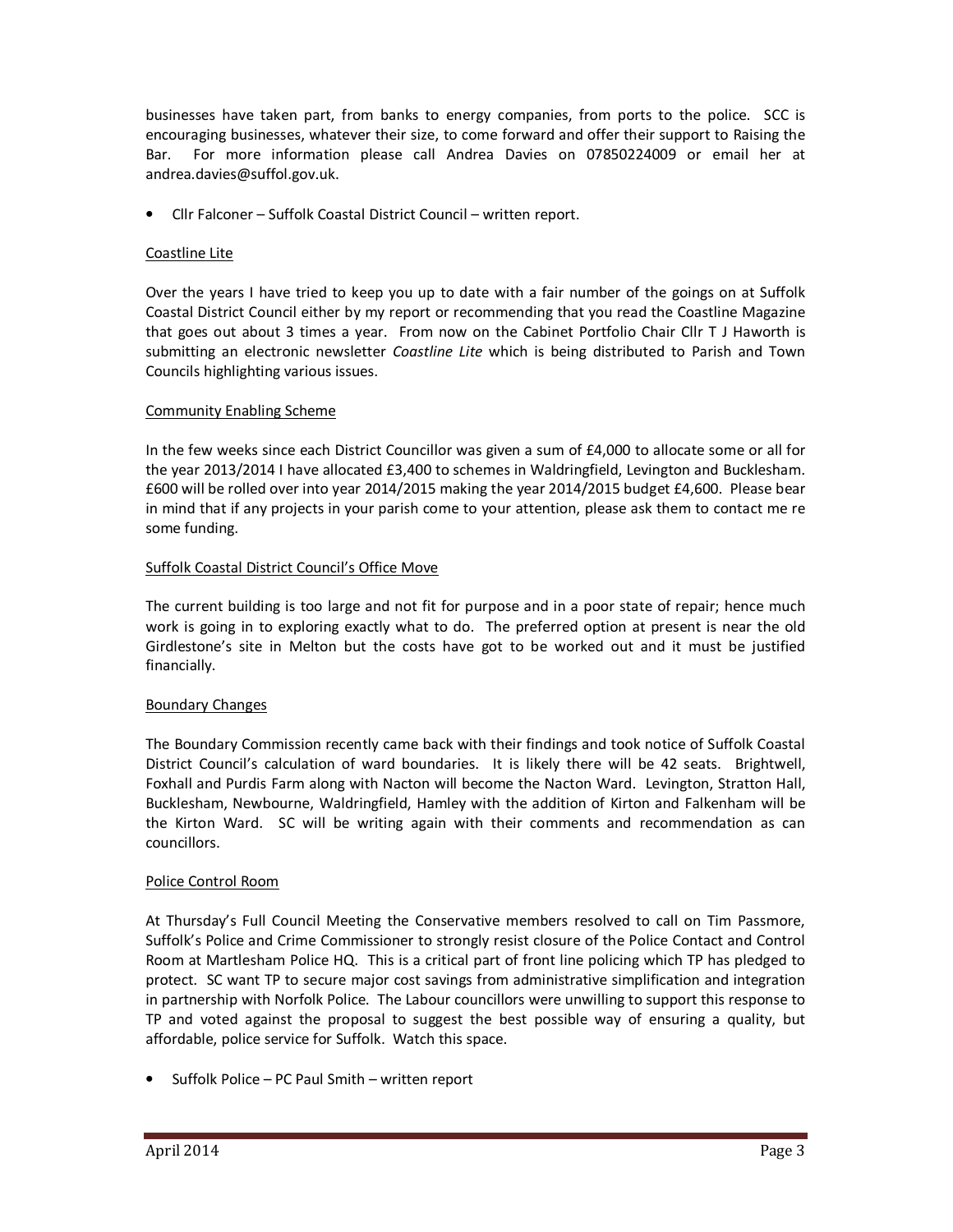businesses have taken part, from banks to energy companies, from ports to the police. SCC is encouraging businesses, whatever their size, to come forward and offer their support to Raising the Bar. For more information please call Andrea Davies on 07850224009 or email her at andrea.davies@suffol.gov.uk.

- Cllr Falconer – Suffolk Coastal District Council – written report.

<u>Coastline Lite</u>

Over the years I have tried to keep you up to date with a fair number of the goings on at Suffolk Coastal District Council either by my report or recommending that you read the Coastline Magazine that goes out about 3 times a year. From now on the Cabinet Portfolio Chair Cllr T J Haworth is submitting an electronic newsletter *Coastline Lite* which is being distributed to Parish and Town Councils highlighting various issues.

<u>Community Enabling Scheme</u>

In the few weeks since each District Councillor was given a sum of £4,000 to allocate some or all for the year 2013/2014 I have allocated £3,400 to schemes in Waldringfield, Levington and Bucklesham. £600 will be rolled over into year 2014/2015 making the year 2014/2015 budget £4,600. Please bear in mind that if any projects in your parish come to your attention, please ask them to contact me re some funding.

<u>Suffolk Coastal District Council's Office Move</u>

The current building is too large and not fit for purpose and in a poor state of repair; hence much work is going in to exploring exactly what to do. The preferred option at present is near the old Girdlestone's site in Melton but the costs have got to be worked out and it must be justified financially.

<u>Boundary Changes</u>

The Boundary Commission recently came back with their findings and took notice of Suffolk Coastal District Council's calculation of ward boundaries. It is likely there will be 42 seats. Brightwell, Foxhall and Purdis Farm along with Nacton will become the Nacton Ward. Levington, Stratton Hall, Bucklesham, Newbourne, Waldringfield, Hamley with the addition of Kirton and Falkenham will be the Kirton Ward. SC will be writing again with their comments and recommendation as can councillors.

<u>Police Control Room</u>

At Thursday's Full Council Meeting the Conservative members resolved to call on Tim Passmore, Suffolk's Police and Crime Commissioner to strongly resist closure of the Police Contact and Control Room at Martlesham Police HQ. This is a critical part of front line policing which TP has pledged to protect. SC want TP to secure major cost savings from administrative simplification and integration in partnership with Norfolk Police. The Labour councillors were unwilling to support this response to TP and voted against the proposal to suggest the best possible way of ensuring a quality, but affordable, police service for Suffolk. Watch this space.

- Suffolk Police – PC Paul Smith – written report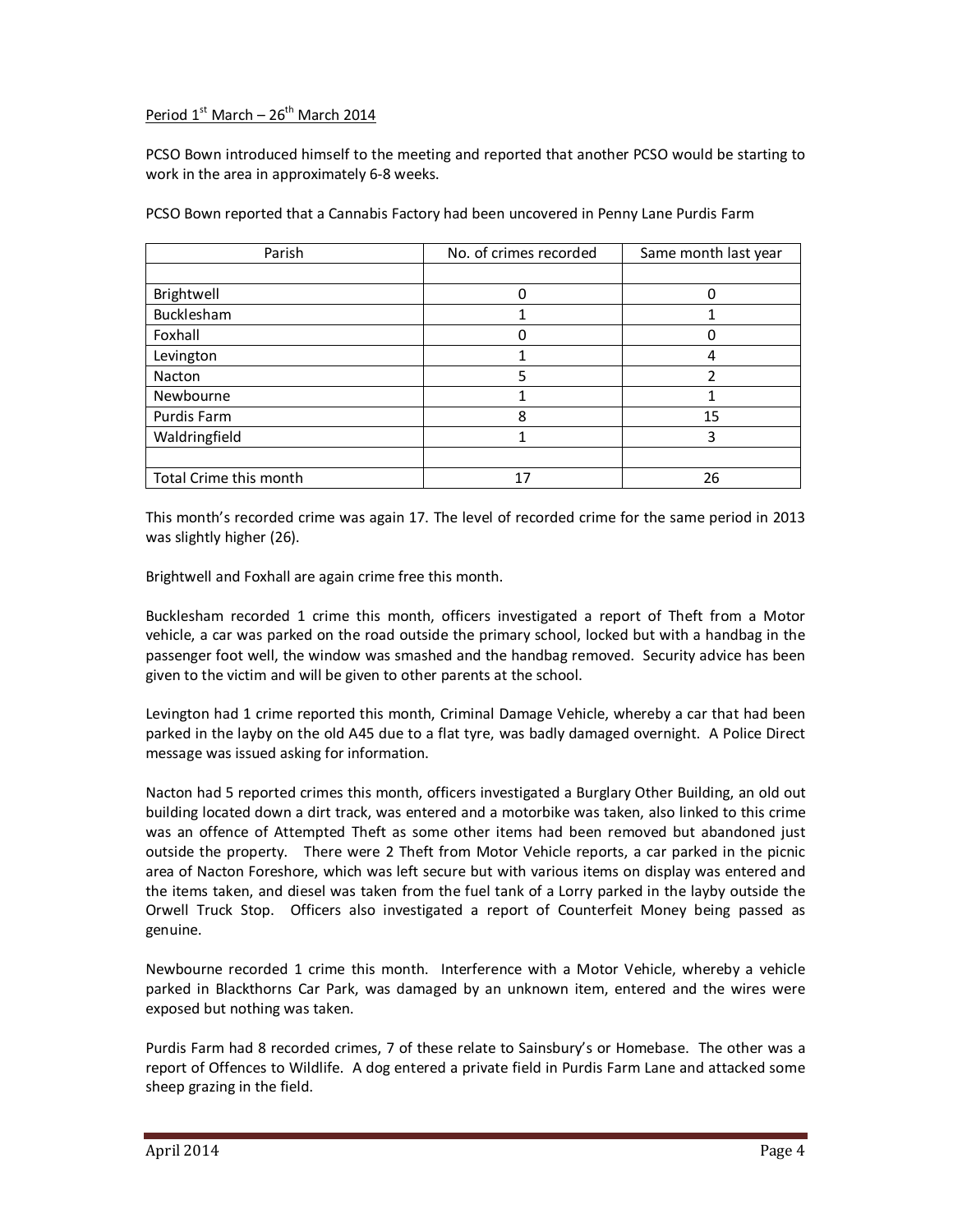Period 1st March – 26th March 2014

PCSO Bown introduced himself to the meeting and reported that another PCSO would be starting to work in the area in approximately 6-8 weeks.

PCSO Bown reported that a Cannabis Factory had been uncovered in Penny Lane Purdis Farm

| Parish | No. of crimes recorded | Same month last year |
|---|---|---|
| | | |
| Brightwell | 0 | 0 |
| Bucklesham | 1 | 1 |
| Foxhall | 0 | 0 |
| Levington | 1 | 4 |
| Nacton | 5 | 2 |
| Newbourne | 1 | 1 |
| Purdis Farm | 8 | 15 |
| Waldringfield | 1 | 3 |
| | | |
| Total Crime this month | 17 | 26 |

This month's recorded crime was again 17. The level of recorded crime for the same period in 2013 was slightly higher (26).

Brightwell and Foxhall are again crime free this month.

Bucklesham recorded 1 crime this month, officers investigated a report of Theft from a Motor vehicle, a car was parked on the road outside the primary school, locked but with a handbag in the passenger foot well, the window was smashed and the handbag removed. Security advice has been given to the victim and will be given to other parents at the school.

Levington had 1 crime reported this month, Criminal Damage Vehicle, whereby a car that had been parked in the layby on the old A45 due to a flat tyre, was badly damaged overnight. A Police Direct message was issued asking for information.

Nacton had 5 reported crimes this month, officers investigated a Burglary Other Building, an old out building located down a dirt track, was entered and a motorbike was taken, also linked to this crime was an offence of Attempted Theft as some other items had been removed but abandoned just outside the property. There were 2 Theft from Motor Vehicle reports, a car parked in the picnic area of Nacton Foreshore, which was left secure but with various items on display was entered and the items taken, and diesel was taken from the fuel tank of a Lorry parked in the layby outside the Orwell Truck Stop. Officers also investigated a report of Counterfeit Money being passed as genuine.

Newbourne recorded 1 crime this month. Interference with a Motor Vehicle, whereby a vehicle parked in Blackthorns Car Park, was damaged by an unknown item, entered and the wires were exposed but nothing was taken.

Purdis Farm had 8 recorded crimes, 7 of these relate to Sainsbury's or Homebase. The other was a report of Offences to Wildlife. A dog entered a private field in Purdis Farm Lane and attacked some sheep grazing in the field.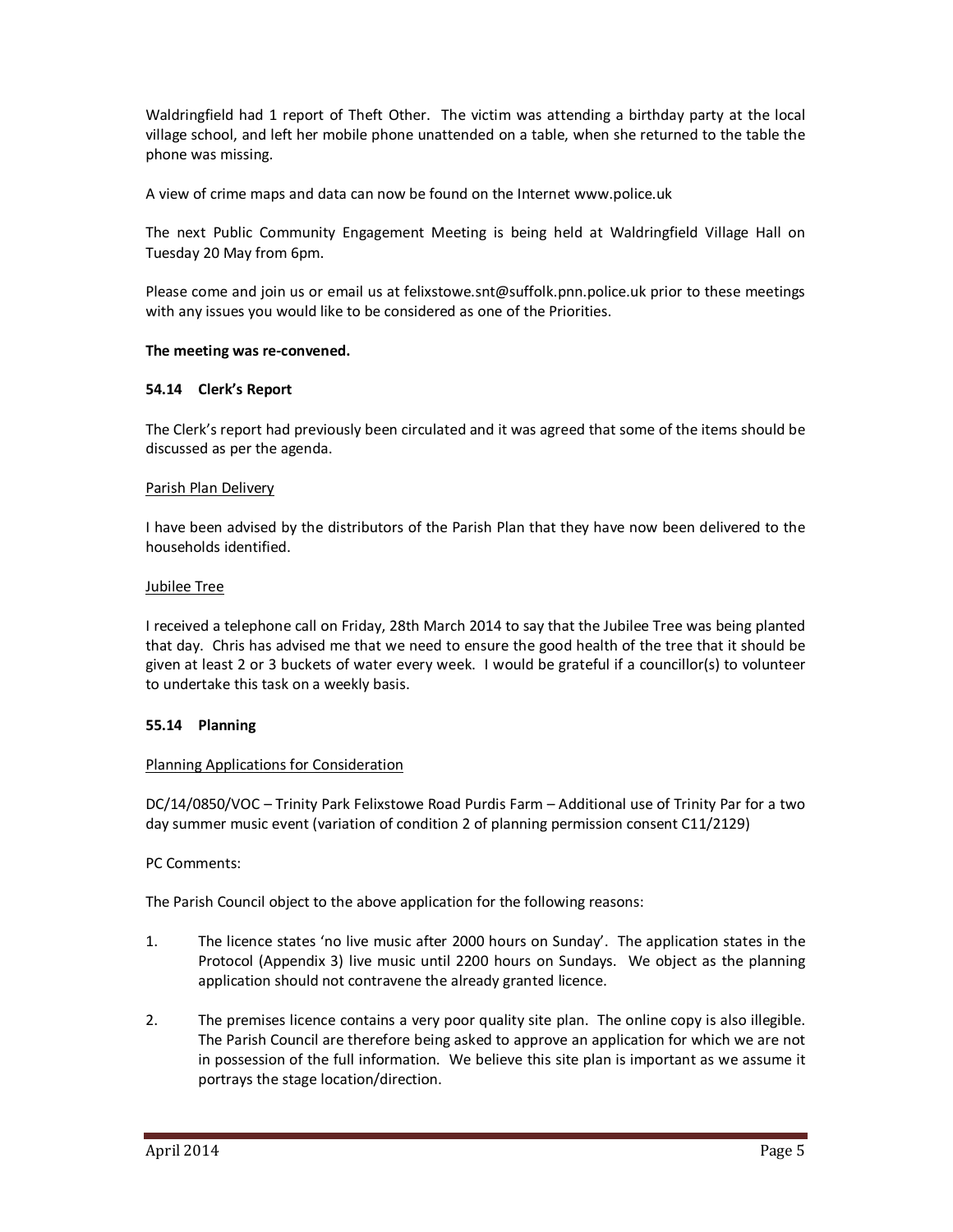Waldringfield had 1 report of Theft Other. The victim was attending a birthday party at the local village school, and left her mobile phone unattended on a table, when she returned to the table the phone was missing.

A view of crime maps and data can now be found on the Internet www.police.uk

The next Public Community Engagement Meeting is being held at Waldringfield Village Hall on Tuesday 20 May from 6pm.

Please come and join us or email us at felixstowe.snt@suffolk.pnn.police.uk prior to these meetings with any issues you would like to be considered as one of the Priorities.

**The meeting was re-convened.**

**54.14 Clerk's Report**

The Clerk's report had previously been circulated and it was agreed that some of the items should be discussed as per the agenda.

Parish Plan Delivery

I have been advised by the distributors of the Parish Plan that they have now been delivered to the households identified.

Jubilee Tree

I received a telephone call on Friday, 28th March 2014 to say that the Jubilee Tree was being planted that day. Chris has advised me that we need to ensure the good health of the tree that it should be given at least 2 or 3 buckets of water every week. I would be grateful if a councillor(s) to volunteer to undertake this task on a weekly basis.

**55.14 Planning**

Planning Applications for Consideration

DC/14/0850/VOC – Trinity Park Felixstowe Road Purdis Farm – Additional use of Trinity Par for a two day summer music event (variation of condition 2 of planning permission consent C11/2129)

PC Comments:

The Parish Council object to the above application for the following reasons:

1. The licence states 'no live music after 2000 hours on Sunday'. The application states in the Protocol (Appendix 3) live music until 2200 hours on Sundays. We object as the planning application should not contravene the already granted licence.

2. The premises licence contains a very poor quality site plan. The online copy is also illegible. The Parish Council are therefore being asked to approve an application for which we are not in possession of the full information. We believe this site plan is important as we assume it portrays the stage location/direction.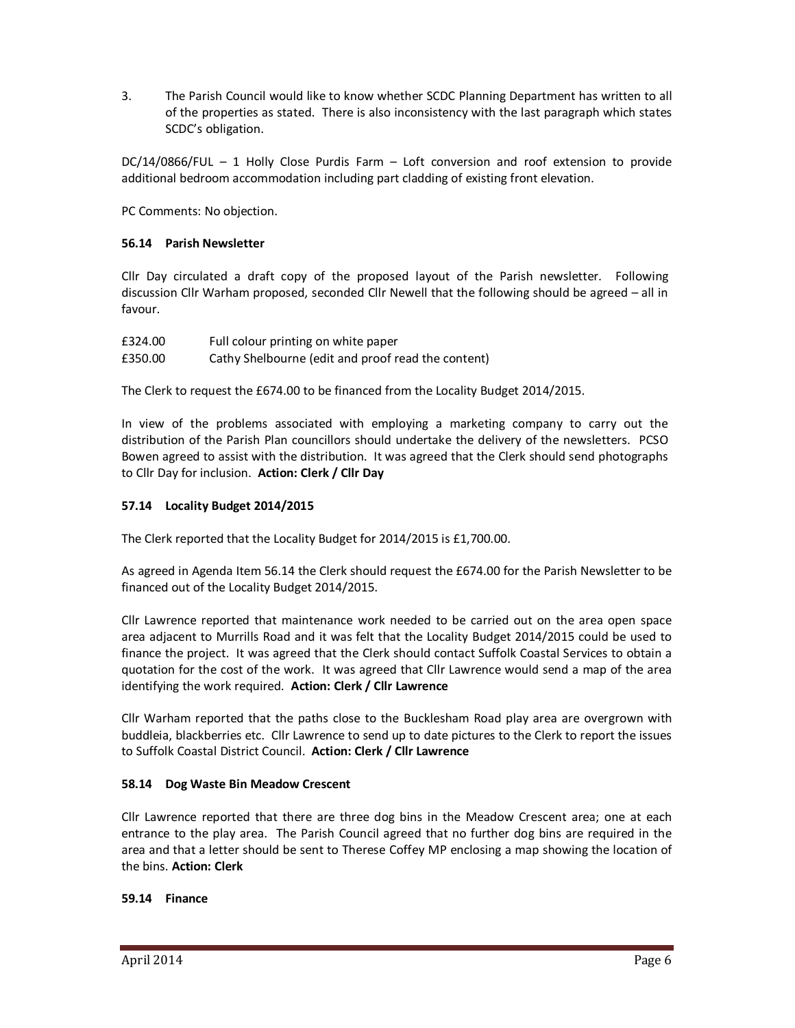3. The Parish Council would like to know whether SCDC Planning Department has written to all of the properties as stated. There is also inconsistency with the last paragraph which states SCDC's obligation.

DC/14/0866/FUL – 1 Holly Close Purdis Farm – Loft conversion and roof extension to provide additional bedroom accommodation including part cladding of existing front elevation.

PC Comments: No objection.

**56.14 Parish Newsletter**

Cllr Day circulated a draft copy of the proposed layout of the Parish newsletter. Following discussion Cllr Warham proposed, seconded Cllr Newell that the following should be agreed – all in favour.

| | |
|---|---|
| £324.00 | Full colour printing on white paper |
| £350.00 | Cathy Shelbourne (edit and proof read the content) |

The Clerk to request the £674.00 to be financed from the Locality Budget 2014/2015.

In view of the problems associated with employing a marketing company to carry out the distribution of the Parish Plan councillors should undertake the delivery of the newsletters. PCSO Bowen agreed to assist with the distribution. It was agreed that the Clerk should send photographs to Cllr Day for inclusion. **Action: Clerk / Cllr Day**

**57.14 Locality Budget 2014/2015**

The Clerk reported that the Locality Budget for 2014/2015 is £1,700.00.

As agreed in Agenda Item 56.14 the Clerk should request the £674.00 for the Parish Newsletter to be financed out of the Locality Budget 2014/2015.

Cllr Lawrence reported that maintenance work needed to be carried out on the area open space area adjacent to Murrills Road and it was felt that the Locality Budget 2014/2015 could be used to finance the project. It was agreed that the Clerk should contact Suffolk Coastal Services to obtain a quotation for the cost of the work. It was agreed that Cllr Lawrence would send a map of the area identifying the work required. **Action: Clerk / Cllr Lawrence**

Cllr Warham reported that the paths close to the Bucklesham Road play area are overgrown with buddleia, blackberries etc. Cllr Lawrence to send up to date pictures to the Clerk to report the issues to Suffolk Coastal District Council. **Action: Clerk / Cllr Lawrence**

**58.14 Dog Waste Bin Meadow Crescent**

Cllr Lawrence reported that there are three dog bins in the Meadow Crescent area; one at each entrance to the play area. The Parish Council agreed that no further dog bins are required in the area and that a letter should be sent to Therese Coffey MP enclosing a map showing the location of the bins. **Action: Clerk**

**59.14 Finance**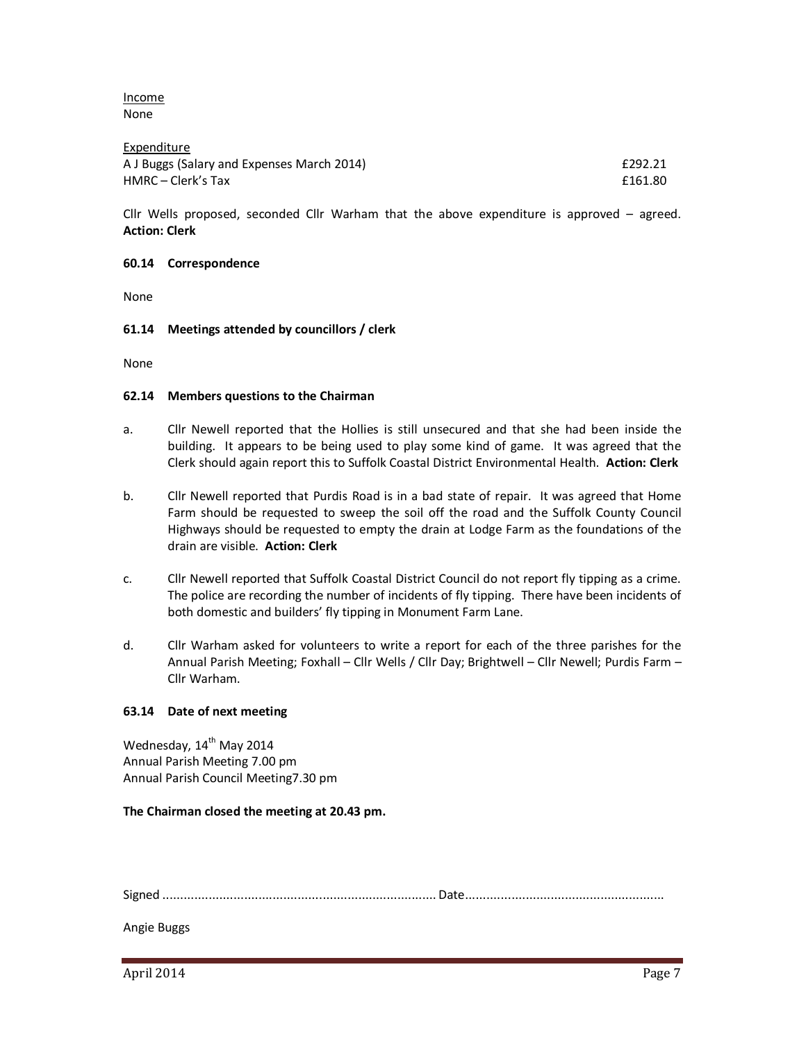Income
None

Expenditure

| | |
|---|---|
| A J Buggs (Salary and Expenses March 2014) | £292.21 |
| HMRC – Clerk's Tax | £161.80 |

Cllr Wells proposed, seconded Cllr Warham that the above expenditure is approved – agreed. **Action: Clerk**

**60.14 Correspondence**

None

**61.14 Meetings attended by councillors / clerk**

None

**62.14 Members questions to the Chairman**

a. Cllr Newell reported that the Hollies is still unsecured and that she had been inside the building. It appears to be being used to play some kind of game. It was agreed that the Clerk should again report this to Suffolk Coastal District Environmental Health. **Action: Clerk**

b. Cllr Newell reported that Purdis Road is in a bad state of repair. It was agreed that Home Farm should be requested to sweep the soil off the road and the Suffolk County Council Highways should be requested to empty the drain at Lodge Farm as the foundations of the drain are visible. **Action: Clerk**

c. Cllr Newell reported that Suffolk Coastal District Council do not report fly tipping as a crime. The police are recording the number of incidents of fly tipping. There have been incidents of both domestic and builders' fly tipping in Monument Farm Lane.

d. Cllr Warham asked for volunteers to write a report for each of the three parishes for the Annual Parish Meeting; Foxhall – Cllr Wells / Cllr Day; Brightwell – Cllr Newell; Purdis Farm – Cllr Warham.

**63.14 Date of next meeting**

Wednesday, 14th May 2014
Annual Parish Meeting 7.00 pm
Annual Parish Council Meeting7.30 pm

**The Chairman closed the meeting at 20.43 pm.**

Signed ............................................................................ Date........................................................

Angie Buggs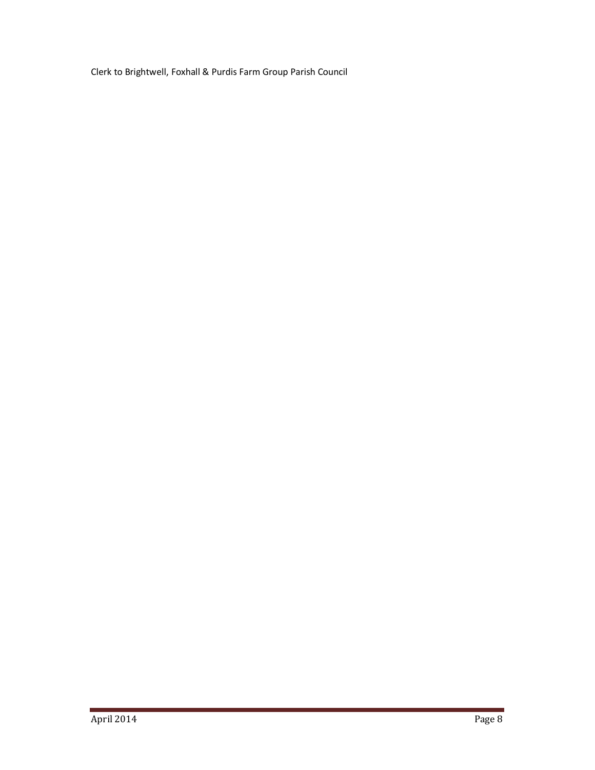Clerk to Brightwell, Foxhall & Purdis Farm Group Parish Council